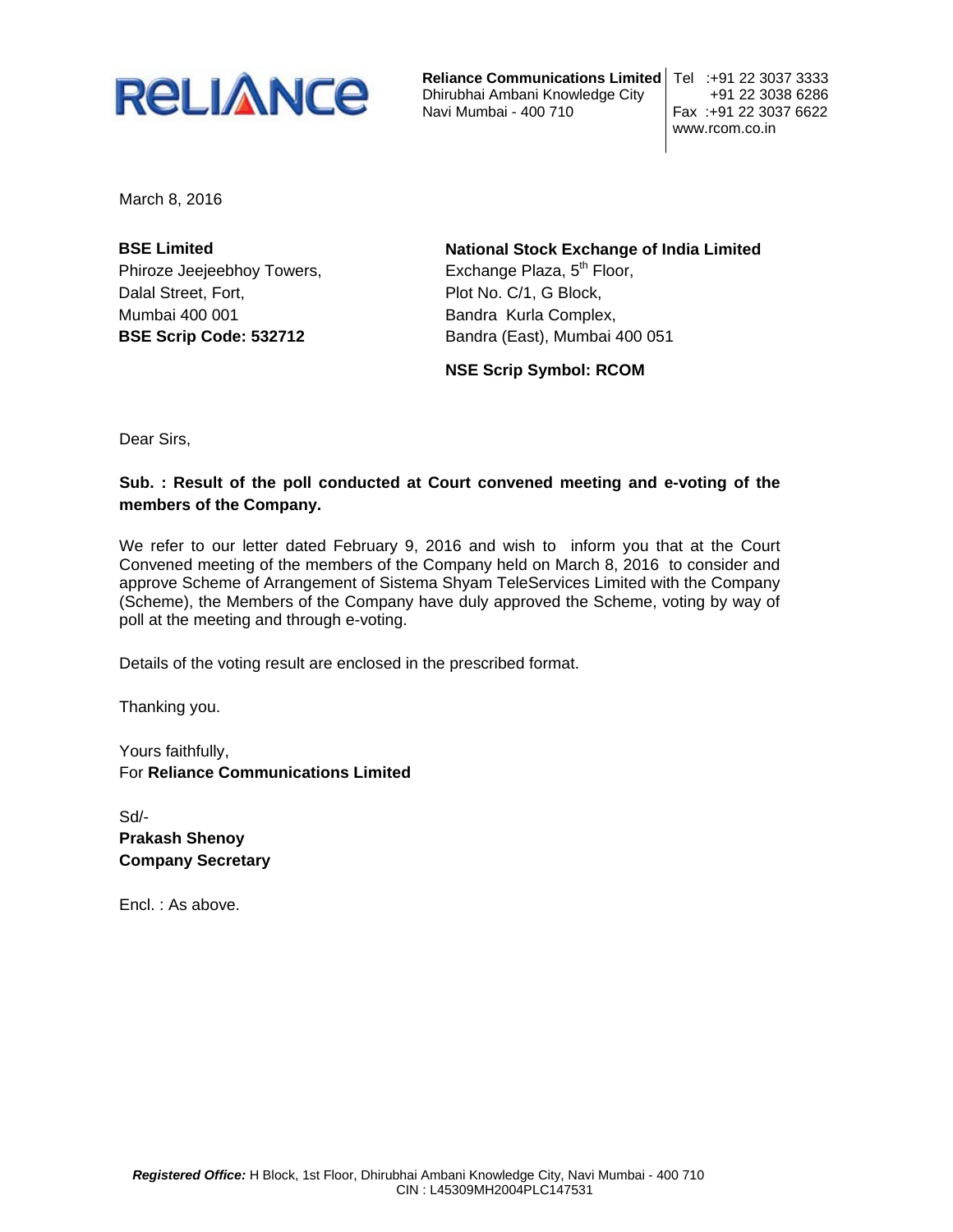**Reliance Communications Limited**
Dhirubhai Ambani Knowledge City
Navi Mumbai - 400 710

Tel :+91 22 3037 3333
+91 22 3038 6286
Fax :+91 22 3037 6622
www.rcom.co.in

March 8, 2016

**BSE Limited**
Phiroze Jeejeebhoy Towers,
Dalal Street, Fort,
Mumbai 400 001
**BSE Scrip Code: 532712**

**National Stock Exchange of India Limited**
Exchange Plaza, 5th Floor,
Plot No. C/1, G Block,
Bandra Kurla Complex,
Bandra (East), Mumbai 400 051

**NSE Scrip Symbol: RCOM**

Dear Sirs,

**Sub. : Result of the poll conducted at Court convened meeting and e-voting of the members of the Company.**

We refer to our letter dated February 9, 2016 and wish to inform you that at the Court Convened meeting of the members of the Company held on March 8, 2016 to consider and approve Scheme of Arrangement of Sistema Shyam TeleServices Limited with the Company (Scheme), the Members of the Company have duly approved the Scheme, voting by way of poll at the meeting and through e-voting.

Details of the voting result are enclosed in the prescribed format.

Thanking you.

Yours faithfully,
For **Reliance Communications Limited**

Sd/-
**Prakash Shenoy**
**Company Secretary**

Encl. : As above.

***Registered Office:*** H Block, 1st Floor, Dhirubhai Ambani Knowledge City, Navi Mumbai - 400 710
CIN : L45309MH2004PLC147531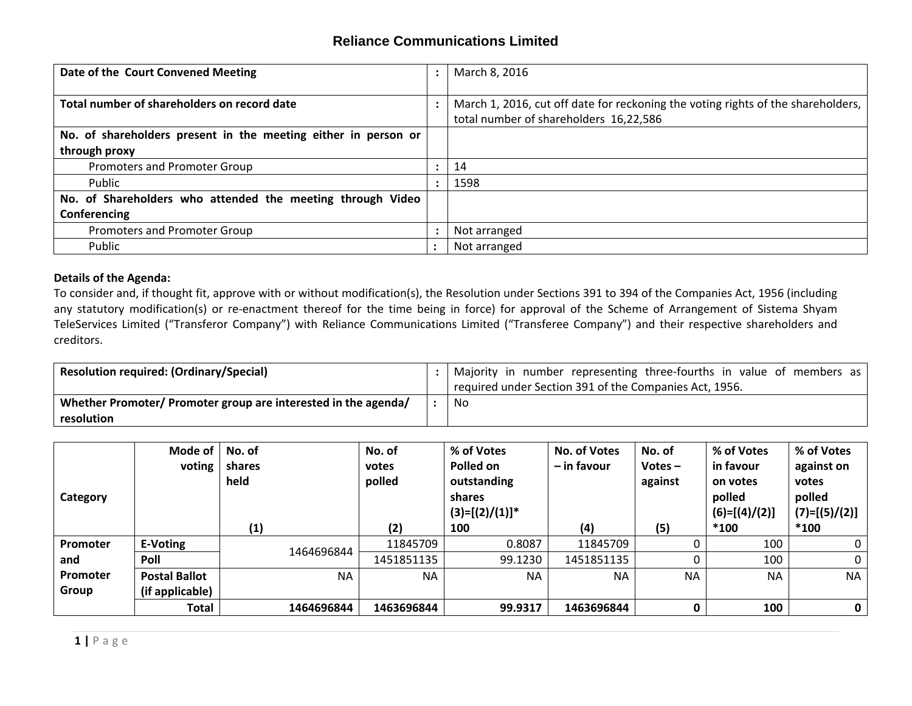## Reliance Communications Limited

| Date of the Court Convened Meeting | : | March 8, 2016 |
|---|---|---|
| Total number of shareholders on record date | : | March 1, 2016, cut off date for reckoning the voting rights of the shareholders, total number of shareholders 16,22,586 |
| No. of shareholders present in the meeting either in person or through proxy | | |
| Promoters and Promoter Group | : | 14 |
| Public | : | 1598 |
| No. of Shareholders who attended the meeting through Video Conferencing | | |
| Promoters and Promoter Group | : | Not arranged |
| Public | : | Not arranged |

**Details of the Agenda:**

To consider and, if thought fit, approve with or without modification(s), the Resolution under Sections 391 to 394 of the Companies Act, 1956 (including any statutory modification(s) or re-enactment thereof for the time being in force) for approval of the Scheme of Arrangement of Sistema Shyam TeleServices Limited ("Transferor Company") with Reliance Communications Limited ("Transferee Company") and their respective shareholders and creditors.

| Resolution required: (Ordinary/Special) | : | Majority in number representing three-fourths in value of members as required under Section 391 of the Companies Act, 1956. |
|---|---|---|
| Whether Promoter/ Promoter group are interested in the agenda/ resolution | : | No |

| Category | Mode of voting | No. of shares held (1) | No. of votes polled (2) | % of Votes Polled on outstanding shares (3)=[(2)/(1)]* 100 | No. of Votes – in favour (4) | No. of Votes – against (5) | % of Votes in favour on votes polled (6)=[(4)/(2)] *100 | % of Votes against on votes polled (7)=[(5)/(2)] *100 |
|---|---|---|---|---|---|---|---|---|
| Promoter and Promoter Group | E-Voting | 1464696844 | 11845709 | 0.8087 | 11845709 | 0 | 100 | 0 |
| | Poll | | 1451851135 | 99.1230 | 1451851135 | 0 | 100 | 0 |
| | Postal Ballot (if applicable) | NA | NA | NA | NA | NA | NA | NA |
| | **Total** | **1464696844** | **1463696844** | **99.9317** | **1463696844** | **0** | **100** | **0** |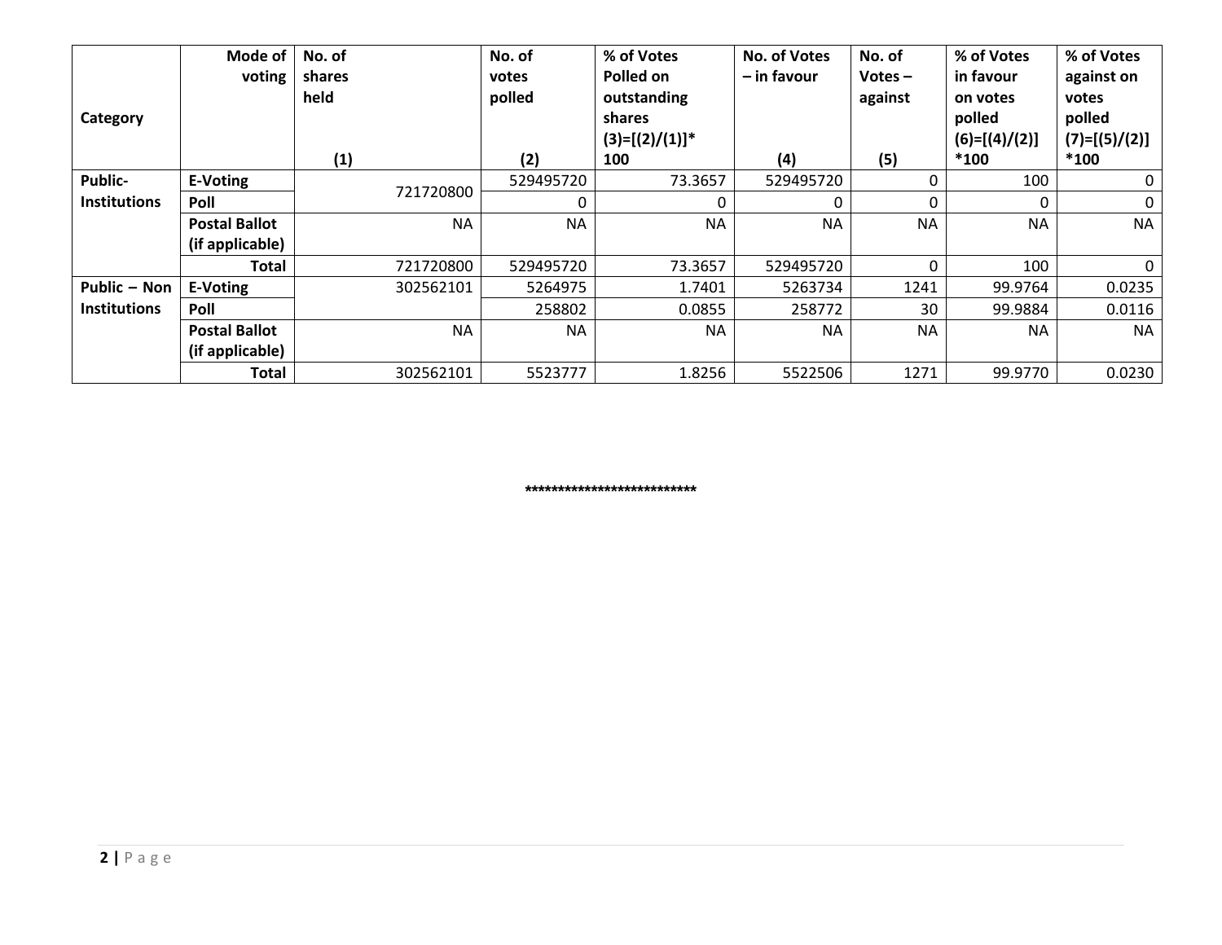| Category | Mode of voting | No. of shares held (1) | No. of votes polled (2) | % of Votes Polled on outstanding shares (3)=[(2)/(1)]*100 | No. of Votes – in favour (4) | No. of Votes – against (5) | % of Votes in favour on votes polled (6)=[(4)/(2)]*100 | % of Votes against on votes polled (7)=[(5)/(2)]*100 |
|---|---|---|---|---|---|---|---|---|
| Public-Institutions | E-Voting | 721720800 | 529495720 | 73.3657 | 529495720 | 0 | 100 | 0 |
| | Poll | | 0 | 0 | 0 | 0 | 0 | 0 |
| | Postal Ballot (if applicable) | NA | NA | NA | NA | NA | NA | NA |
| | Total | 721720800 | 529495720 | 73.3657 | 529495720 | 0 | 100 | 0 |
| Public – Non Institutions | E-Voting | 302562101 | 5264975 | 1.7401 | 5263734 | 1241 | 99.9764 | 0.0235 |
| | Poll | | 258802 | 0.0855 | 258772 | 30 | 99.9884 | 0.0116 |
| | Postal Ballot (if applicable) | NA | NA | NA | NA | NA | NA | NA |
| | Total | 302562101 | 5523777 | 1.8256 | 5522506 | 1271 | 99.9770 | 0.0230 |

**************************